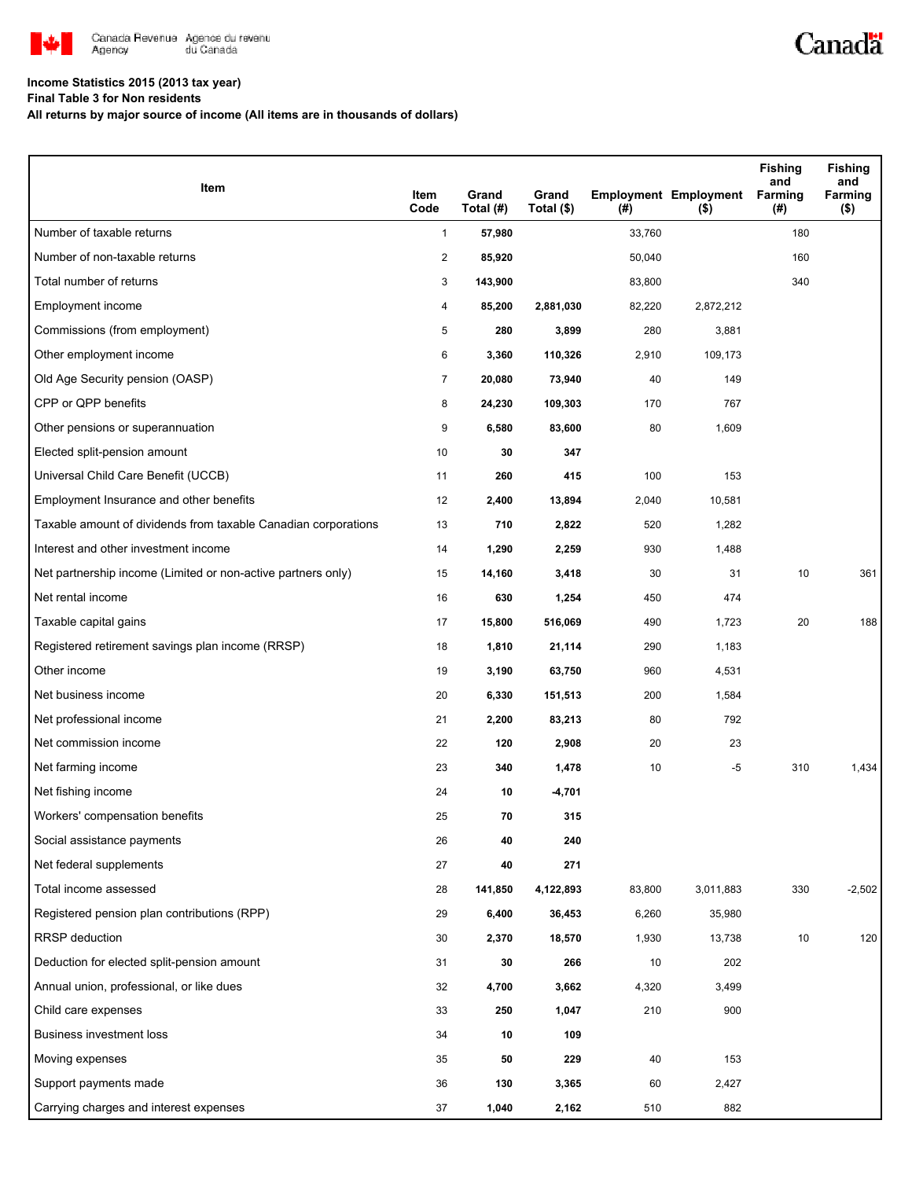Canada Revenue Agency / Agence du revenu du Canada

**Income Statistics 2015 (2013 tax year)**
**Final Table 3 for Non residents**
**All returns by major source of income (All items are in thousands of dollars)**

| Item | Item Code | Grand Total (#) | Grand Total ($) | Employment (#) | Employment ($) | Fishing and Farming (#) | Fishing and Farming ($) |
|---|---|---|---|---|---|---|---|
| Number of taxable returns | 1 | 57,980 | | 33,760 | | 180 | |
| Number of non-taxable returns | 2 | 85,920 | | 50,040 | | 160 | |
| Total number of returns | 3 | 143,900 | | 83,800 | | 340 | |
| Employment income | 4 | 85,200 | 2,881,030 | 82,220 | 2,872,212 | | |
| Commissions (from employment) | 5 | 280 | 3,899 | 280 | 3,881 | | |
| Other employment income | 6 | 3,360 | 110,326 | 2,910 | 109,173 | | |
| Old Age Security pension (OASP) | 7 | 20,080 | 73,940 | 40 | 149 | | |
| CPP or QPP benefits | 8 | 24,230 | 109,303 | 170 | 767 | | |
| Other pensions or superannuation | 9 | 6,580 | 83,600 | 80 | 1,609 | | |
| Elected split-pension amount | 10 | 30 | 347 | | | | |
| Universal Child Care Benefit (UCCB) | 11 | 260 | 415 | 100 | 153 | | |
| Employment Insurance and other benefits | 12 | 2,400 | 13,894 | 2,040 | 10,581 | | |
| Taxable amount of dividends from taxable Canadian corporations | 13 | 710 | 2,822 | 520 | 1,282 | | |
| Interest and other investment income | 14 | 1,290 | 2,259 | 930 | 1,488 | | |
| Net partnership income (Limited or non-active partners only) | 15 | 14,160 | 3,418 | 30 | 31 | 10 | 361 |
| Net rental income | 16 | 630 | 1,254 | 450 | 474 | | |
| Taxable capital gains | 17 | 15,800 | 516,069 | 490 | 1,723 | 20 | 188 |
| Registered retirement savings plan income (RRSP) | 18 | 1,810 | 21,114 | 290 | 1,183 | | |
| Other income | 19 | 3,190 | 63,750 | 960 | 4,531 | | |
| Net business income | 20 | 6,330 | 151,513 | 200 | 1,584 | | |
| Net professional income | 21 | 2,200 | 83,213 | 80 | 792 | | |
| Net commission income | 22 | 120 | 2,908 | 20 | 23 | | |
| Net farming income | 23 | 340 | 1,478 | 10 | -5 | 310 | 1,434 |
| Net fishing income | 24 | 10 | -4,701 | | | | |
| Workers' compensation benefits | 25 | 70 | 315 | | | | |
| Social assistance payments | 26 | 40 | 240 | | | | |
| Net federal supplements | 27 | 40 | 271 | | | | |
| Total income assessed | 28 | 141,850 | 4,122,893 | 83,800 | 3,011,883 | 330 | -2,502 |
| Registered pension plan contributions (RPP) | 29 | 6,400 | 36,453 | 6,260 | 35,980 | | |
| RRSP deduction | 30 | 2,370 | 18,570 | 1,930 | 13,738 | 10 | 120 |
| Deduction for elected split-pension amount | 31 | 30 | 266 | 10 | 202 | | |
| Annual union, professional, or like dues | 32 | 4,700 | 3,662 | 4,320 | 3,499 | | |
| Child care expenses | 33 | 250 | 1,047 | 210 | 900 | | |
| Business investment loss | 34 | 10 | 109 | | | | |
| Moving expenses | 35 | 50 | 229 | 40 | 153 | | |
| Support payments made | 36 | 130 | 3,365 | 60 | 2,427 | | |
| Carrying charges and interest expenses | 37 | 1,040 | 2,162 | 510 | 882 | | |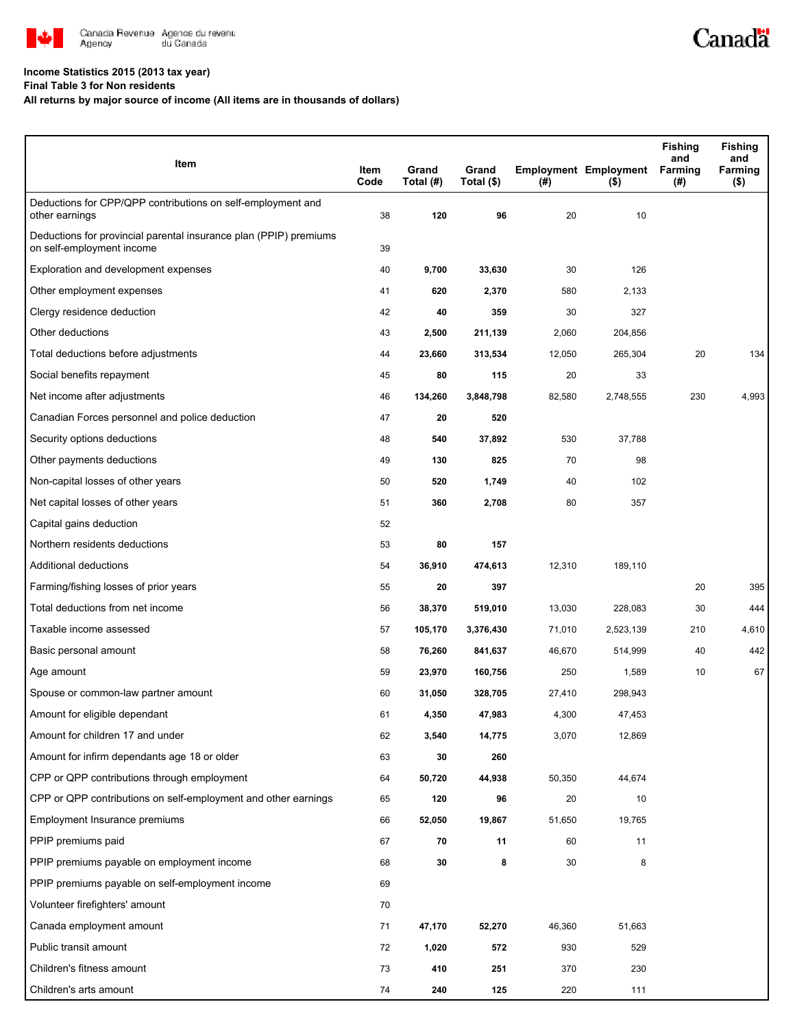**Income Statistics 2015 (2013 tax year)**

**Final Table 3 for Non residents**

**All returns by major source of income (All items are in thousands of dollars)**

| Item | Item Code | Grand Total (#) | Grand Total ($) | Employment (#) | Employment ($) | Fishing and Farming (#) | Fishing and Farming ($) |
|---|---|---|---|---|---|---|---|
| Deductions for CPP/QPP contributions on self-employment and other earnings | 38 | **120** | **96** | 20 | 10 | | |
| Deductions for provincial parental insurance plan (PPIP) premiums on self-employment income | 39 | | | | | | |
| Exploration and development expenses | 40 | **9,700** | **33,630** | 30 | 126 | | |
| Other employment expenses | 41 | **620** | **2,370** | 580 | 2,133 | | |
| Clergy residence deduction | 42 | **40** | **359** | 30 | 327 | | |
| Other deductions | 43 | **2,500** | **211,139** | 2,060 | 204,856 | | |
| Total deductions before adjustments | 44 | **23,660** | **313,534** | 12,050 | 265,304 | 20 | 134 |
| Social benefits repayment | 45 | **80** | **115** | 20 | 33 | | |
| Net income after adjustments | 46 | **134,260** | **3,848,798** | 82,580 | 2,748,555 | 230 | 4,993 |
| Canadian Forces personnel and police deduction | 47 | **20** | **520** | | | | |
| Security options deductions | 48 | **540** | **37,892** | 530 | 37,788 | | |
| Other payments deductions | 49 | **130** | **825** | 70 | 98 | | |
| Non-capital losses of other years | 50 | **520** | **1,749** | 40 | 102 | | |
| Net capital losses of other years | 51 | **360** | **2,708** | 80 | 357 | | |
| Capital gains deduction | 52 | | | | | | |
| Northern residents deductions | 53 | **80** | **157** | | | | |
| Additional deductions | 54 | **36,910** | **474,613** | 12,310 | 189,110 | | |
| Farming/fishing losses of prior years | 55 | **20** | **397** | | | 20 | 395 |
| Total deductions from net income | 56 | **38,370** | **519,010** | 13,030 | 228,083 | 30 | 444 |
| Taxable income assessed | 57 | **105,170** | **3,376,430** | 71,010 | 2,523,139 | 210 | 4,610 |
| Basic personal amount | 58 | **76,260** | **841,637** | 46,670 | 514,999 | 40 | 442 |
| Age amount | 59 | **23,970** | **160,756** | 250 | 1,589 | 10 | 67 |
| Spouse or common-law partner amount | 60 | **31,050** | **328,705** | 27,410 | 298,943 | | |
| Amount for eligible dependant | 61 | **4,350** | **47,983** | 4,300 | 47,453 | | |
| Amount for children 17 and under | 62 | **3,540** | **14,775** | 3,070 | 12,869 | | |
| Amount for infirm dependants age 18 or older | 63 | **30** | **260** | | | | |
| CPP or QPP contributions through employment | 64 | **50,720** | **44,938** | 50,350 | 44,674 | | |
| CPP or QPP contributions on self-employment and other earnings | 65 | **120** | **96** | 20 | 10 | | |
| Employment Insurance premiums | 66 | **52,050** | **19,867** | 51,650 | 19,765 | | |
| PPIP premiums paid | 67 | **70** | **11** | 60 | 11 | | |
| PPIP premiums payable on employment income | 68 | **30** | **8** | 30 | 8 | | |
| PPIP premiums payable on self-employment income | 69 | | | | | | |
| Volunteer firefighters' amount | 70 | | | | | | |
| Canada employment amount | 71 | **47,170** | **52,270** | 46,360 | 51,663 | | |
| Public transit amount | 72 | **1,020** | **572** | 930 | 529 | | |
| Children's fitness amount | 73 | **410** | **251** | 370 | 230 | | |
| Children's arts amount | 74 | **240** | **125** | 220 | 111 | | |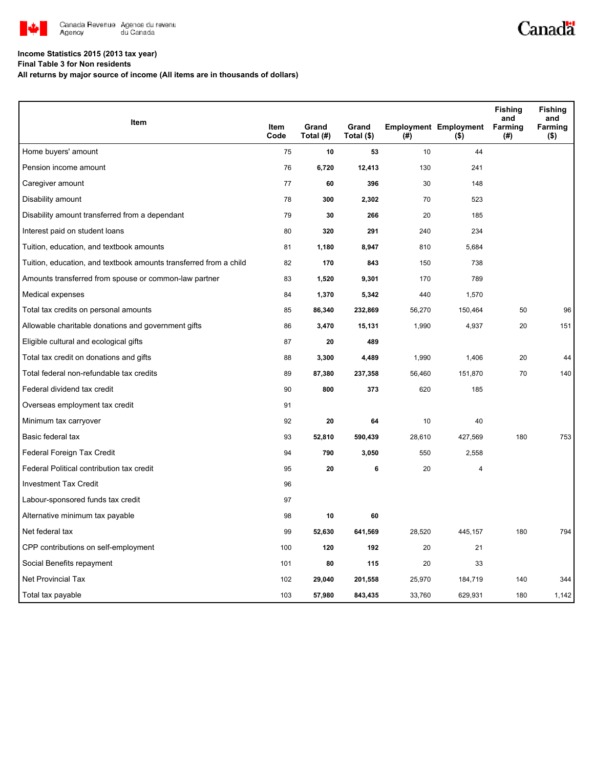**Income Statistics 2015 (2013 tax year)**

**Final Table 3 for Non residents**

**All returns by major source of income (All items are in thousands of dollars)**

| Item | Item Code | Grand Total (#) | Grand Total ($) | Employment (#) | Employment ($) | Fishing and Farming (#) | Fishing and Farming ($) |
|---|---|---|---|---|---|---|---|
| Home buyers' amount | 75 | **10** | **53** | 10 | 44 | | |
| Pension income amount | 76 | **6,720** | **12,413** | 130 | 241 | | |
| Caregiver amount | 77 | **60** | **396** | 30 | 148 | | |
| Disability amount | 78 | **300** | **2,302** | 70 | 523 | | |
| Disability amount transferred from a dependant | 79 | **30** | **266** | 20 | 185 | | |
| Interest paid on student loans | 80 | **320** | **291** | 240 | 234 | | |
| Tuition, education, and textbook amounts | 81 | **1,180** | **8,947** | 810 | 5,684 | | |
| Tuition, education, and textbook amounts transferred from a child | 82 | **170** | **843** | 150 | 738 | | |
| Amounts transferred from spouse or common-law partner | 83 | **1,520** | **9,301** | 170 | 789 | | |
| Medical expenses | 84 | **1,370** | **5,342** | 440 | 1,570 | | |
| Total tax credits on personal amounts | 85 | **86,340** | **232,869** | 56,270 | 150,464 | 50 | 96 |
| Allowable charitable donations and government gifts | 86 | **3,470** | **15,131** | 1,990 | 4,937 | 20 | 151 |
| Eligible cultural and ecological gifts | 87 | **20** | **489** | | | | |
| Total tax credit on donations and gifts | 88 | **3,300** | **4,489** | 1,990 | 1,406 | 20 | 44 |
| Total federal non-refundable tax credits | 89 | **87,380** | **237,358** | 56,460 | 151,870 | 70 | 140 |
| Federal dividend tax credit | 90 | **800** | **373** | 620 | 185 | | |
| Overseas employment tax credit | 91 | | | | | | |
| Minimum tax carryover | 92 | **20** | **64** | 10 | 40 | | |
| Basic federal tax | 93 | **52,810** | **590,439** | 28,610 | 427,569 | 180 | 753 |
| Federal Foreign Tax Credit | 94 | **790** | **3,050** | 550 | 2,558 | | |
| Federal Political contribution tax credit | 95 | **20** | **6** | 20 | 4 | | |
| Investment Tax Credit | 96 | | | | | | |
| Labour-sponsored funds tax credit | 97 | | | | | | |
| Alternative minimum tax payable | 98 | **10** | **60** | | | | |
| Net federal tax | 99 | **52,630** | **641,569** | 28,520 | 445,157 | 180 | 794 |
| CPP contributions on self-employment | 100 | **120** | **192** | 20 | 21 | | |
| Social Benefits repayment | 101 | **80** | **115** | 20 | 33 | | |
| Net Provincial Tax | 102 | **29,040** | **201,558** | 25,970 | 184,719 | 140 | 344 |
| Total tax payable | 103 | **57,980** | **843,435** | 33,760 | 629,931 | 180 | 1,142 |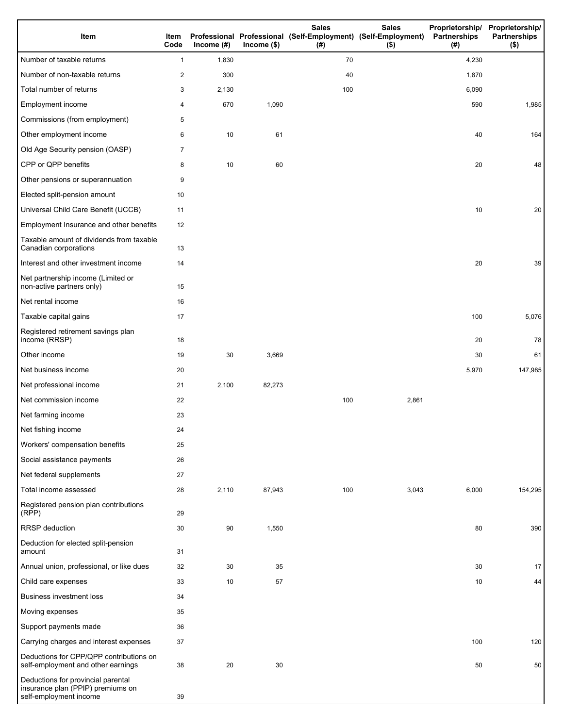| Item | Item Code | Professional Income (#) | Professional Income ($) | Sales (Self-Employment) (#) | Sales (Self-Employment) ($) | Proprietorship/ Partnerships (#) | Proprietorship/ Partnerships ($) |
|---|---|---|---|---|---|---|---|
| Number of taxable returns | 1 | 1,830 | | 70 | | 4,230 | |
| Number of non-taxable returns | 2 | 300 | | 40 | | 1,870 | |
| Total number of returns | 3 | 2,130 | | 100 | | 6,090 | |
| Employment income | 4 | 670 | 1,090 | | | 590 | 1,985 |
| Commissions (from employment) | 5 | | | | | | |
| Other employment income | 6 | 10 | 61 | | | 40 | 164 |
| Old Age Security pension (OASP) | 7 | | | | | | |
| CPP or QPP benefits | 8 | 10 | 60 | | | 20 | 48 |
| Other pensions or superannuation | 9 | | | | | | |
| Elected split-pension amount | 10 | | | | | | |
| Universal Child Care Benefit (UCCB) | 11 | | | | | 10 | 20 |
| Employment Insurance and other benefits | 12 | | | | | | |
| Taxable amount of dividends from taxable Canadian corporations | 13 | | | | | | |
| Interest and other investment income | 14 | | | | | 20 | 39 |
| Net partnership income (Limited or non-active partners only) | 15 | | | | | | |
| Net rental income | 16 | | | | | | |
| Taxable capital gains | 17 | | | | | 100 | 5,076 |
| Registered retirement savings plan income (RRSP) | 18 | | | | | 20 | 78 |
| Other income | 19 | 30 | 3,669 | | | 30 | 61 |
| Net business income | 20 | | | | | 5,970 | 147,985 |
| Net professional income | 21 | 2,100 | 82,273 | | | | |
| Net commission income | 22 | | | 100 | 2,861 | | |
| Net farming income | 23 | | | | | | |
| Net fishing income | 24 | | | | | | |
| Workers' compensation benefits | 25 | | | | | | |
| Social assistance payments | 26 | | | | | | |
| Net federal supplements | 27 | | | | | | |
| Total income assessed | 28 | 2,110 | 87,943 | 100 | 3,043 | 6,000 | 154,295 |
| Registered pension plan contributions (RPP) | 29 | | | | | | |
| RRSP deduction | 30 | 90 | 1,550 | | | 80 | 390 |
| Deduction for elected split-pension amount | 31 | | | | | | |
| Annual union, professional, or like dues | 32 | 30 | 35 | | | 30 | 17 |
| Child care expenses | 33 | 10 | 57 | | | 10 | 44 |
| Business investment loss | 34 | | | | | | |
| Moving expenses | 35 | | | | | | |
| Support payments made | 36 | | | | | | |
| Carrying charges and interest expenses | 37 | | | | | 100 | 120 |
| Deductions for CPP/QPP contributions on self-employment and other earnings | 38 | 20 | 30 | | | 50 | 50 |
| Deductions for provincial parental insurance plan (PPIP) premiums on self-employment income | 39 | | | | | | |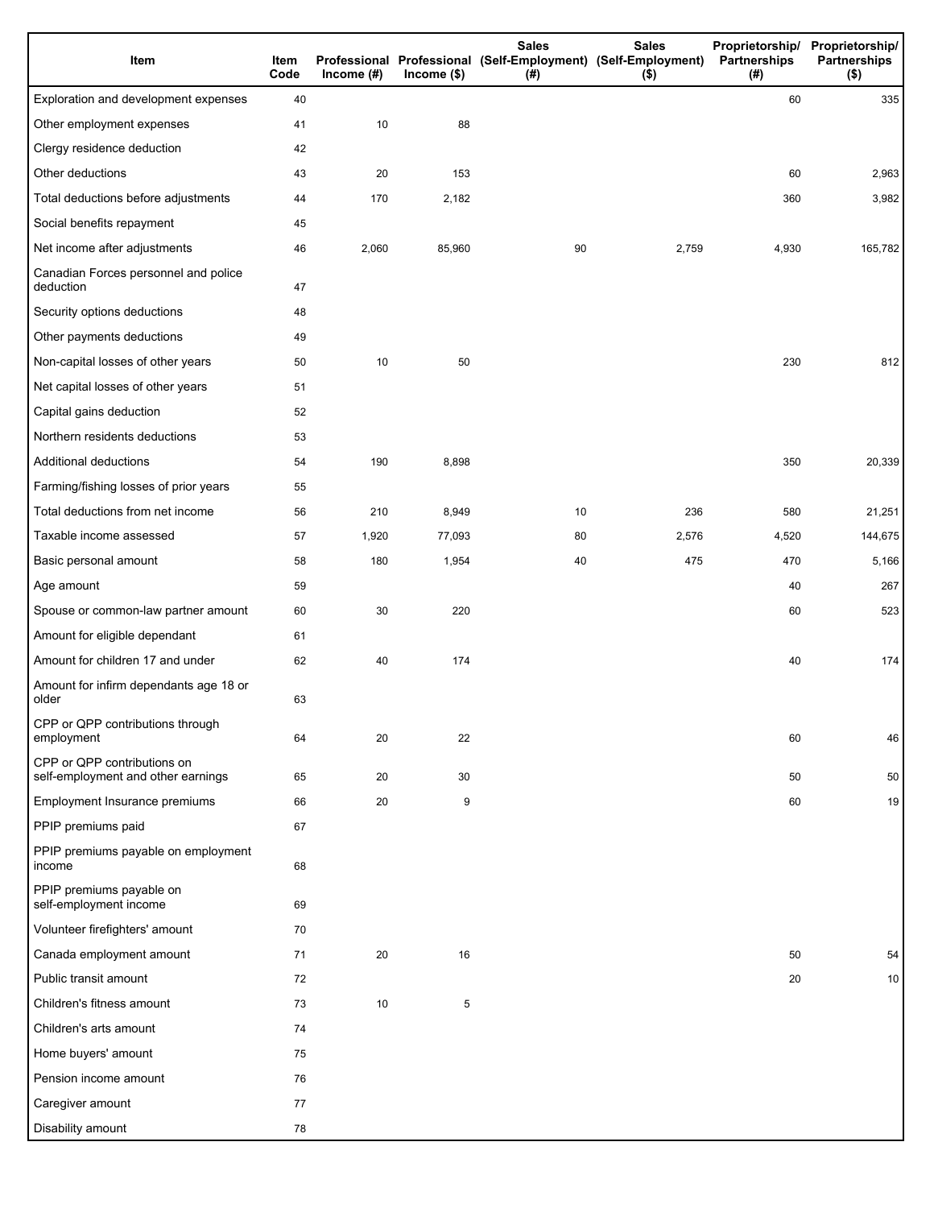| Item | Item Code | Professional Income (#) | Professional Income ($) | Sales (Self-Employment) (#) | Sales (Self-Employment) ($) | Proprietorship/ Partnerships (#) | Proprietorship/ Partnerships ($) |
|---|---|---|---|---|---|---|---|
| Exploration and development expenses | 40 | | | | | 60 | 335 |
| Other employment expenses | 41 | 10 | 88 | | | | |
| Clergy residence deduction | 42 | | | | | | |
| Other deductions | 43 | 20 | 153 | | | 60 | 2,963 |
| Total deductions before adjustments | 44 | 170 | 2,182 | | | 360 | 3,982 |
| Social benefits repayment | 45 | | | | | | |
| Net income after adjustments | 46 | 2,060 | 85,960 | 90 | 2,759 | 4,930 | 165,782 |
| Canadian Forces personnel and police deduction | 47 | | | | | | |
| Security options deductions | 48 | | | | | | |
| Other payments deductions | 49 | | | | | | |
| Non-capital losses of other years | 50 | 10 | 50 | | | 230 | 812 |
| Net capital losses of other years | 51 | | | | | | |
| Capital gains deduction | 52 | | | | | | |
| Northern residents deductions | 53 | | | | | | |
| Additional deductions | 54 | 190 | 8,898 | | | 350 | 20,339 |
| Farming/fishing losses of prior years | 55 | | | | | | |
| Total deductions from net income | 56 | 210 | 8,949 | 10 | 236 | 580 | 21,251 |
| Taxable income assessed | 57 | 1,920 | 77,093 | 80 | 2,576 | 4,520 | 144,675 |
| Basic personal amount | 58 | 180 | 1,954 | 40 | 475 | 470 | 5,166 |
| Age amount | 59 | | | | | 40 | 267 |
| Spouse or common-law partner amount | 60 | 30 | 220 | | | 60 | 523 |
| Amount for eligible dependant | 61 | | | | | | |
| Amount for children 17 and under | 62 | 40 | 174 | | | 40 | 174 |
| Amount for infirm dependants age 18 or older | 63 | | | | | | |
| CPP or QPP contributions through employment | 64 | 20 | 22 | | | 60 | 46 |
| CPP or QPP contributions on self-employment and other earnings | 65 | 20 | 30 | | | 50 | 50 |
| Employment Insurance premiums | 66 | 20 | 9 | | | 60 | 19 |
| PPIP premiums paid | 67 | | | | | | |
| PPIP premiums payable on employment income | 68 | | | | | | |
| PPIP premiums payable on self-employment income | 69 | | | | | | |
| Volunteer firefighters' amount | 70 | | | | | | |
| Canada employment amount | 71 | 20 | 16 | | | 50 | 54 |
| Public transit amount | 72 | | | | | 20 | 10 |
| Children's fitness amount | 73 | 10 | 5 | | | | |
| Children's arts amount | 74 | | | | | | |
| Home buyers' amount | 75 | | | | | | |
| Pension income amount | 76 | | | | | | |
| Caregiver amount | 77 | | | | | | |
| Disability amount | 78 | | | | | | |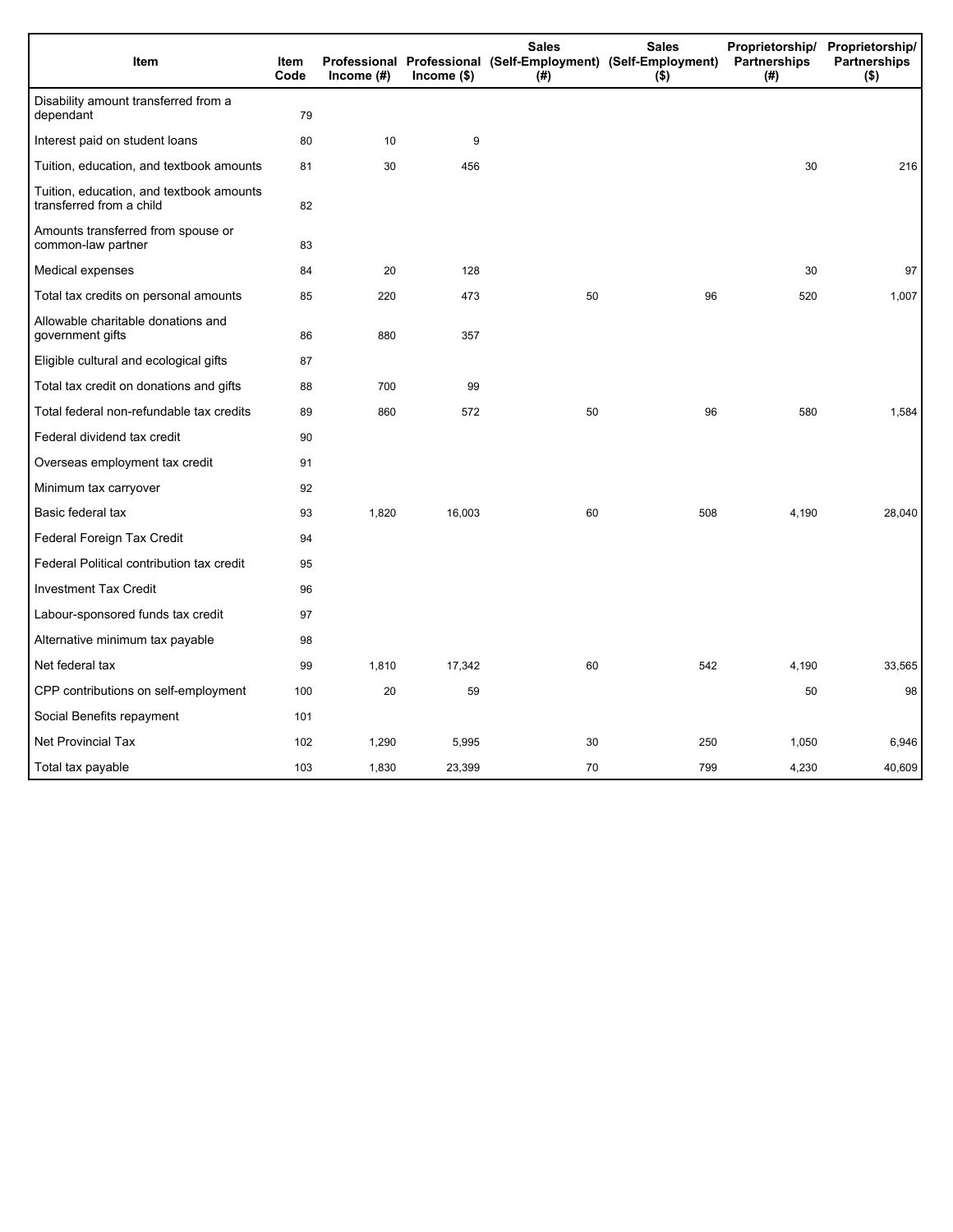| Item | Item Code | Professional Income (#) | Professional Income ($) | Sales (Self-Employment) (#) | Sales (Self-Employment) ($) | Proprietorship/ Partnerships (#) | Proprietorship/ Partnerships ($) |
|---|---|---|---|---|---|---|---|
| Disability amount transferred from a dependant | 79 | | | | | | |
| Interest paid on student loans | 80 | 10 | 9 | | | | |
| Tuition, education, and textbook amounts | 81 | 30 | 456 | | | 30 | 216 |
| Tuition, education, and textbook amounts transferred from a child | 82 | | | | | | |
| Amounts transferred from spouse or common-law partner | 83 | | | | | | |
| Medical expenses | 84 | 20 | 128 | | | 30 | 97 |
| Total tax credits on personal amounts | 85 | 220 | 473 | 50 | 96 | 520 | 1,007 |
| Allowable charitable donations and government gifts | 86 | 880 | 357 | | | | |
| Eligible cultural and ecological gifts | 87 | | | | | | |
| Total tax credit on donations and gifts | 88 | 700 | 99 | | | | |
| Total federal non-refundable tax credits | 89 | 860 | 572 | 50 | 96 | 580 | 1,584 |
| Federal dividend tax credit | 90 | | | | | | |
| Overseas employment tax credit | 91 | | | | | | |
| Minimum tax carryover | 92 | | | | | | |
| Basic federal tax | 93 | 1,820 | 16,003 | 60 | 508 | 4,190 | 28,040 |
| Federal Foreign Tax Credit | 94 | | | | | | |
| Federal Political contribution tax credit | 95 | | | | | | |
| Investment Tax Credit | 96 | | | | | | |
| Labour-sponsored funds tax credit | 97 | | | | | | |
| Alternative minimum tax payable | 98 | | | | | | |
| Net federal tax | 99 | 1,810 | 17,342 | 60 | 542 | 4,190 | 33,565 |
| CPP contributions on self-employment | 100 | 20 | 59 | | | 50 | 98 |
| Social Benefits repayment | 101 | | | | | | |
| Net Provincial Tax | 102 | 1,290 | 5,995 | 30 | 250 | 1,050 | 6,946 |
| Total tax payable | 103 | 1,830 | 23,399 | 70 | 799 | 4,230 | 40,609 |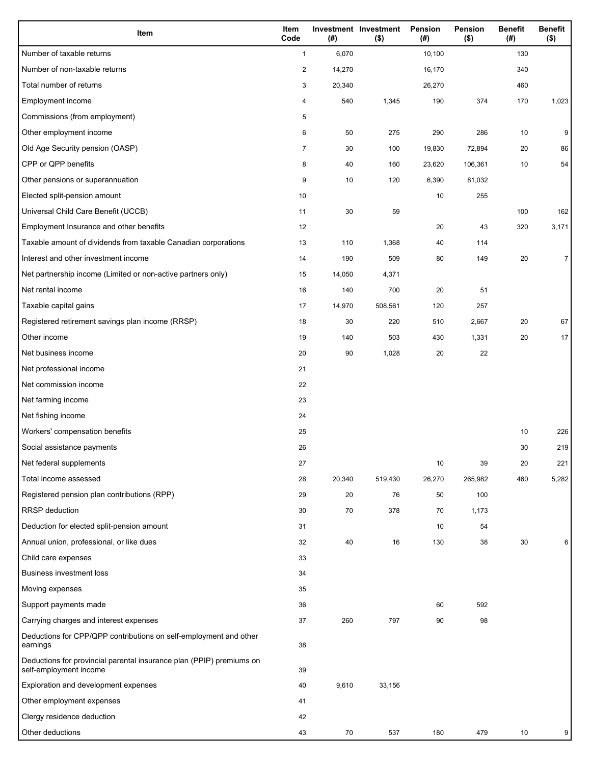| Item | Item Code | Investment (#) | Investment ($) | Pension (#) | Pension ($) | Benefit (#) | Benefit ($) |
|---|---|---|---|---|---|---|---|
| Number of taxable returns | 1 | 6,070 | | 10,100 | | 130 | |
| Number of non-taxable returns | 2 | 14,270 | | 16,170 | | 340 | |
| Total number of returns | 3 | 20,340 | | 26,270 | | 460 | |
| Employment income | 4 | 540 | 1,345 | 190 | 374 | 170 | 1,023 |
| Commissions (from employment) | 5 | | | | | | |
| Other employment income | 6 | 50 | 275 | 290 | 286 | 10 | 9 |
| Old Age Security pension (OASP) | 7 | 30 | 100 | 19,830 | 72,894 | 20 | 86 |
| CPP or QPP benefits | 8 | 40 | 160 | 23,620 | 106,361 | 10 | 54 |
| Other pensions or superannuation | 9 | 10 | 120 | 6,390 | 81,032 | | |
| Elected split-pension amount | 10 | | | 10 | 255 | | |
| Universal Child Care Benefit (UCCB) | 11 | 30 | 59 | | | 100 | 162 |
| Employment Insurance and other benefits | 12 | | | 20 | 43 | 320 | 3,171 |
| Taxable amount of dividends from taxable Canadian corporations | 13 | 110 | 1,368 | 40 | 114 | | |
| Interest and other investment income | 14 | 190 | 509 | 80 | 149 | 20 | 7 |
| Net partnership income (Limited or non-active partners only) | 15 | 14,050 | 4,371 | | | | |
| Net rental income | 16 | 140 | 700 | 20 | 51 | | |
| Taxable capital gains | 17 | 14,970 | 508,561 | 120 | 257 | | |
| Registered retirement savings plan income (RRSP) | 18 | 30 | 220 | 510 | 2,667 | 20 | 67 |
| Other income | 19 | 140 | 503 | 430 | 1,331 | 20 | 17 |
| Net business income | 20 | 90 | 1,028 | 20 | 22 | | |
| Net professional income | 21 | | | | | | |
| Net commission income | 22 | | | | | | |
| Net farming income | 23 | | | | | | |
| Net fishing income | 24 | | | | | | |
| Workers' compensation benefits | 25 | | | | | 10 | 226 |
| Social assistance payments | 26 | | | | | 30 | 219 |
| Net federal supplements | 27 | | | 10 | 39 | 20 | 221 |
| Total income assessed | 28 | 20,340 | 519,430 | 26,270 | 265,982 | 460 | 5,282 |
| Registered pension plan contributions (RPP) | 29 | 20 | 76 | 50 | 100 | | |
| RRSP deduction | 30 | 70 | 378 | 70 | 1,173 | | |
| Deduction for elected split-pension amount | 31 | | | 10 | 54 | | |
| Annual union, professional, or like dues | 32 | 40 | 16 | 130 | 38 | 30 | 6 |
| Child care expenses | 33 | | | | | | |
| Business investment loss | 34 | | | | | | |
| Moving expenses | 35 | | | | | | |
| Support payments made | 36 | | | 60 | 592 | | |
| Carrying charges and interest expenses | 37 | 260 | 797 | 90 | 98 | | |
| Deductions for CPP/QPP contributions on self-employment and other earnings | 38 | | | | | | |
| Deductions for provincial parental insurance plan (PPIP) premiums on self-employment income | 39 | | | | | | |
| Exploration and development expenses | 40 | 9,610 | 33,156 | | | | |
| Other employment expenses | 41 | | | | | | |
| Clergy residence deduction | 42 | | | | | | |
| Other deductions | 43 | 70 | 537 | 180 | 479 | 10 | 9 |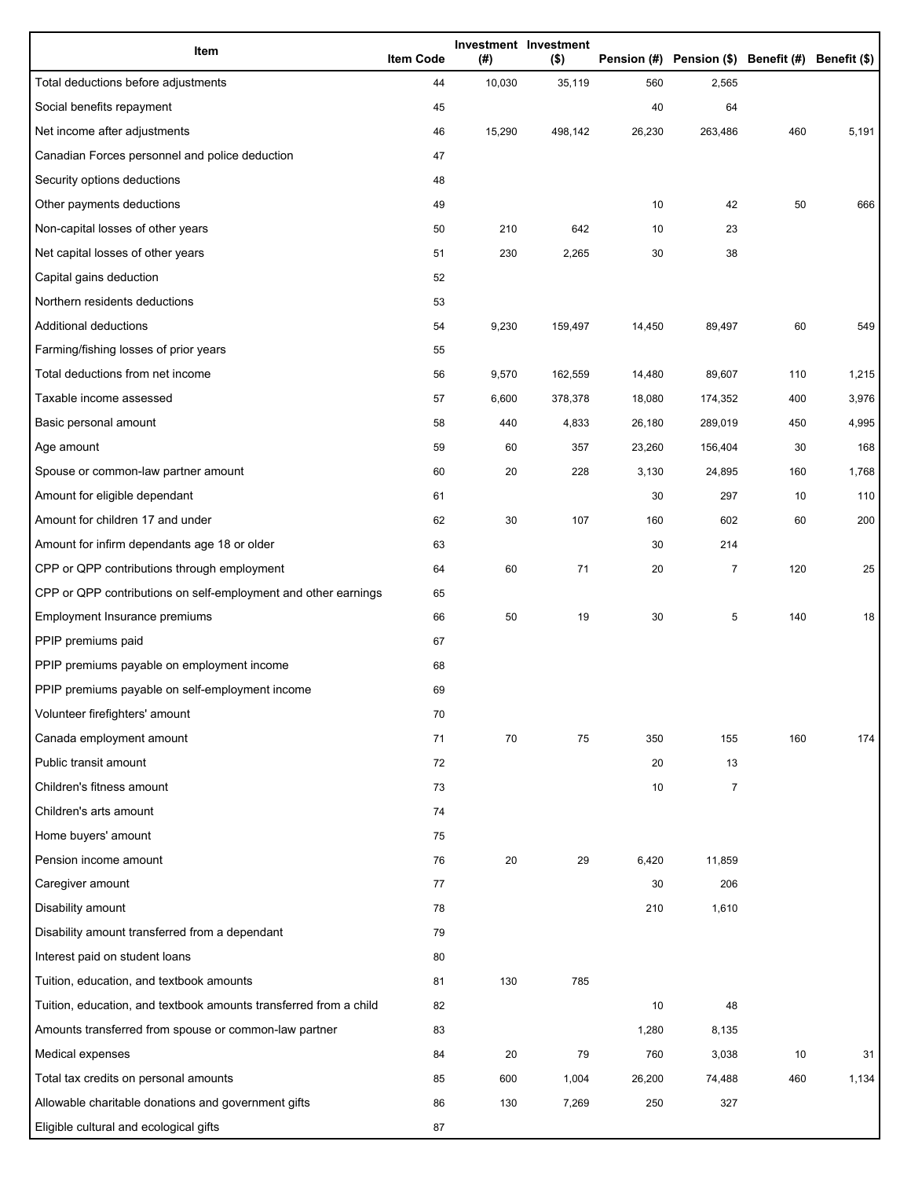| Item | Item Code | Investment (#) | Investment ($) | Pension (#) | Pension ($) | Benefit (#) | Benefit ($) |
|---|---|---|---|---|---|---|---|
| Total deductions before adjustments | 44 | 10,030 | 35,119 | 560 | 2,565 | | |
| Social benefits repayment | 45 | | | 40 | 64 | | |
| Net income after adjustments | 46 | 15,290 | 498,142 | 26,230 | 263,486 | 460 | 5,191 |
| Canadian Forces personnel and police deduction | 47 | | | | | | |
| Security options deductions | 48 | | | | | | |
| Other payments deductions | 49 | | | 10 | 42 | 50 | 666 |
| Non-capital losses of other years | 50 | 210 | 642 | 10 | 23 | | |
| Net capital losses of other years | 51 | 230 | 2,265 | 30 | 38 | | |
| Capital gains deduction | 52 | | | | | | |
| Northern residents deductions | 53 | | | | | | |
| Additional deductions | 54 | 9,230 | 159,497 | 14,450 | 89,497 | 60 | 549 |
| Farming/fishing losses of prior years | 55 | | | | | | |
| Total deductions from net income | 56 | 9,570 | 162,559 | 14,480 | 89,607 | 110 | 1,215 |
| Taxable income assessed | 57 | 6,600 | 378,378 | 18,080 | 174,352 | 400 | 3,976 |
| Basic personal amount | 58 | 440 | 4,833 | 26,180 | 289,019 | 450 | 4,995 |
| Age amount | 59 | 60 | 357 | 23,260 | 156,404 | 30 | 168 |
| Spouse or common-law partner amount | 60 | 20 | 228 | 3,130 | 24,895 | 160 | 1,768 |
| Amount for eligible dependant | 61 | | | 30 | 297 | 10 | 110 |
| Amount for children 17 and under | 62 | 30 | 107 | 160 | 602 | 60 | 200 |
| Amount for infirm dependants age 18 or older | 63 | | | 30 | 214 | | |
| CPP or QPP contributions through employment | 64 | 60 | 71 | 20 | 7 | 120 | 25 |
| CPP or QPP contributions on self-employment and other earnings | 65 | | | | | | |
| Employment Insurance premiums | 66 | 50 | 19 | 30 | 5 | 140 | 18 |
| PPIP premiums paid | 67 | | | | | | |
| PPIP premiums payable on employment income | 68 | | | | | | |
| PPIP premiums payable on self-employment income | 69 | | | | | | |
| Volunteer firefighters' amount | 70 | | | | | | |
| Canada employment amount | 71 | 70 | 75 | 350 | 155 | 160 | 174 |
| Public transit amount | 72 | | | 20 | 13 | | |
| Children's fitness amount | 73 | | | 10 | 7 | | |
| Children's arts amount | 74 | | | | | | |
| Home buyers' amount | 75 | | | | | | |
| Pension income amount | 76 | 20 | 29 | 6,420 | 11,859 | | |
| Caregiver amount | 77 | | | 30 | 206 | | |
| Disability amount | 78 | | | 210 | 1,610 | | |
| Disability amount transferred from a dependant | 79 | | | | | | |
| Interest paid on student loans | 80 | | | | | | |
| Tuition, education, and textbook amounts | 81 | 130 | 785 | | | | |
| Tuition, education, and textbook amounts transferred from a child | 82 | | | 10 | 48 | | |
| Amounts transferred from spouse or common-law partner | 83 | | | 1,280 | 8,135 | | |
| Medical expenses | 84 | 20 | 79 | 760 | 3,038 | 10 | 31 |
| Total tax credits on personal amounts | 85 | 600 | 1,004 | 26,200 | 74,488 | 460 | 1,134 |
| Allowable charitable donations and government gifts | 86 | 130 | 7,269 | 250 | 327 | | |
| Eligible cultural and ecological gifts | 87 | | | | | | |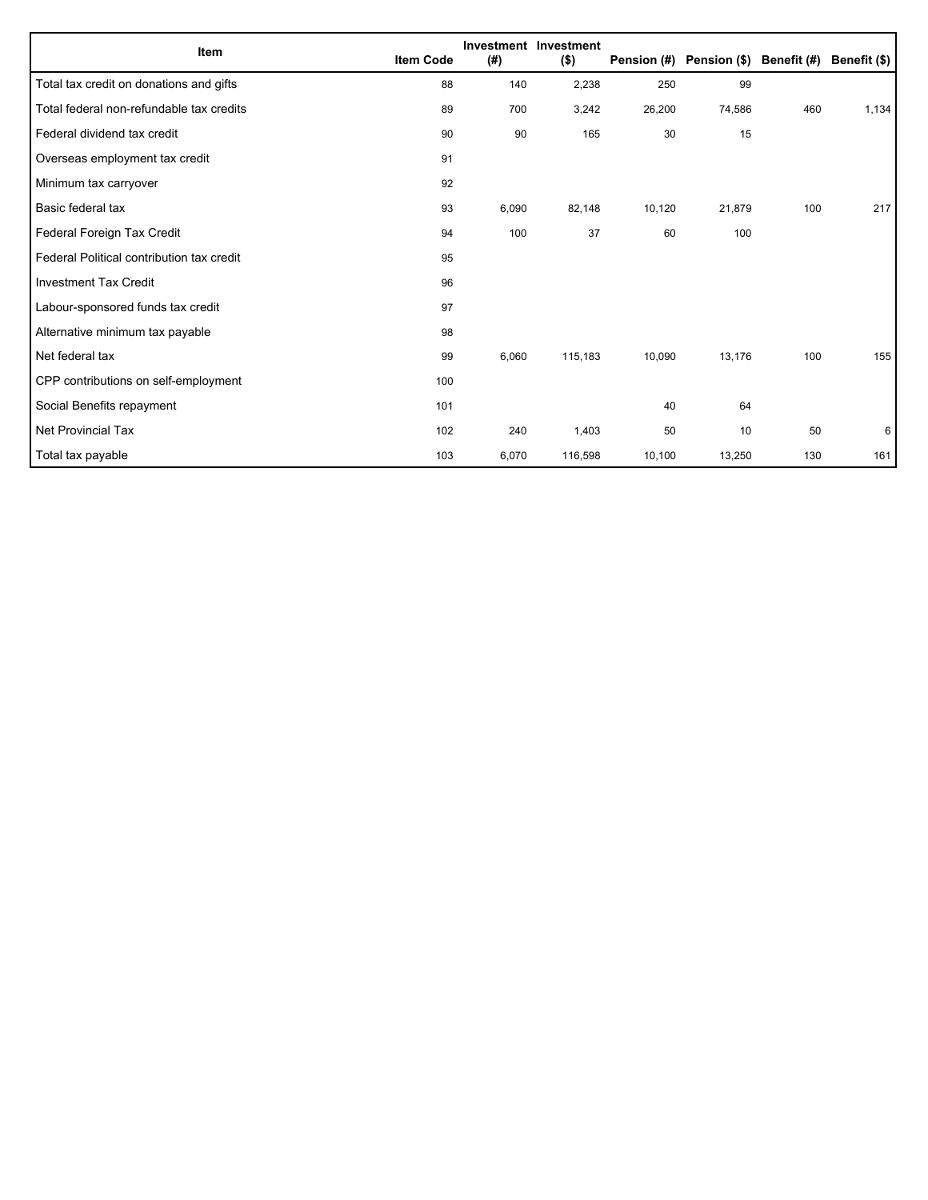| Item | Item Code | Investment (#) | Investment ($) | Pension (#) | Pension ($) | Benefit (#) | Benefit ($) |
|---|---|---|---|---|---|---|---|
| Total tax credit on donations and gifts | 88 | 140 | 2,238 | 250 | 99 | | |
| Total federal non-refundable tax credits | 89 | 700 | 3,242 | 26,200 | 74,586 | 460 | 1,134 |
| Federal dividend tax credit | 90 | 90 | 165 | 30 | 15 | | |
| Overseas employment tax credit | 91 | | | | | | |
| Minimum tax carryover | 92 | | | | | | |
| Basic federal tax | 93 | 6,090 | 82,148 | 10,120 | 21,879 | 100 | 217 |
| Federal Foreign Tax Credit | 94 | 100 | 37 | 60 | 100 | | |
| Federal Political contribution tax credit | 95 | | | | | | |
| Investment Tax Credit | 96 | | | | | | |
| Labour-sponsored funds tax credit | 97 | | | | | | |
| Alternative minimum tax payable | 98 | | | | | | |
| Net federal tax | 99 | 6,060 | 115,183 | 10,090 | 13,176 | 100 | 155 |
| CPP contributions on self-employment | 100 | | | | | | |
| Social Benefits repayment | 101 | | | 40 | 64 | | |
| Net Provincial Tax | 102 | 240 | 1,403 | 50 | 10 | 50 | 6 |
| Total tax payable | 103 | 6,070 | 116,598 | 10,100 | 13,250 | 130 | 161 |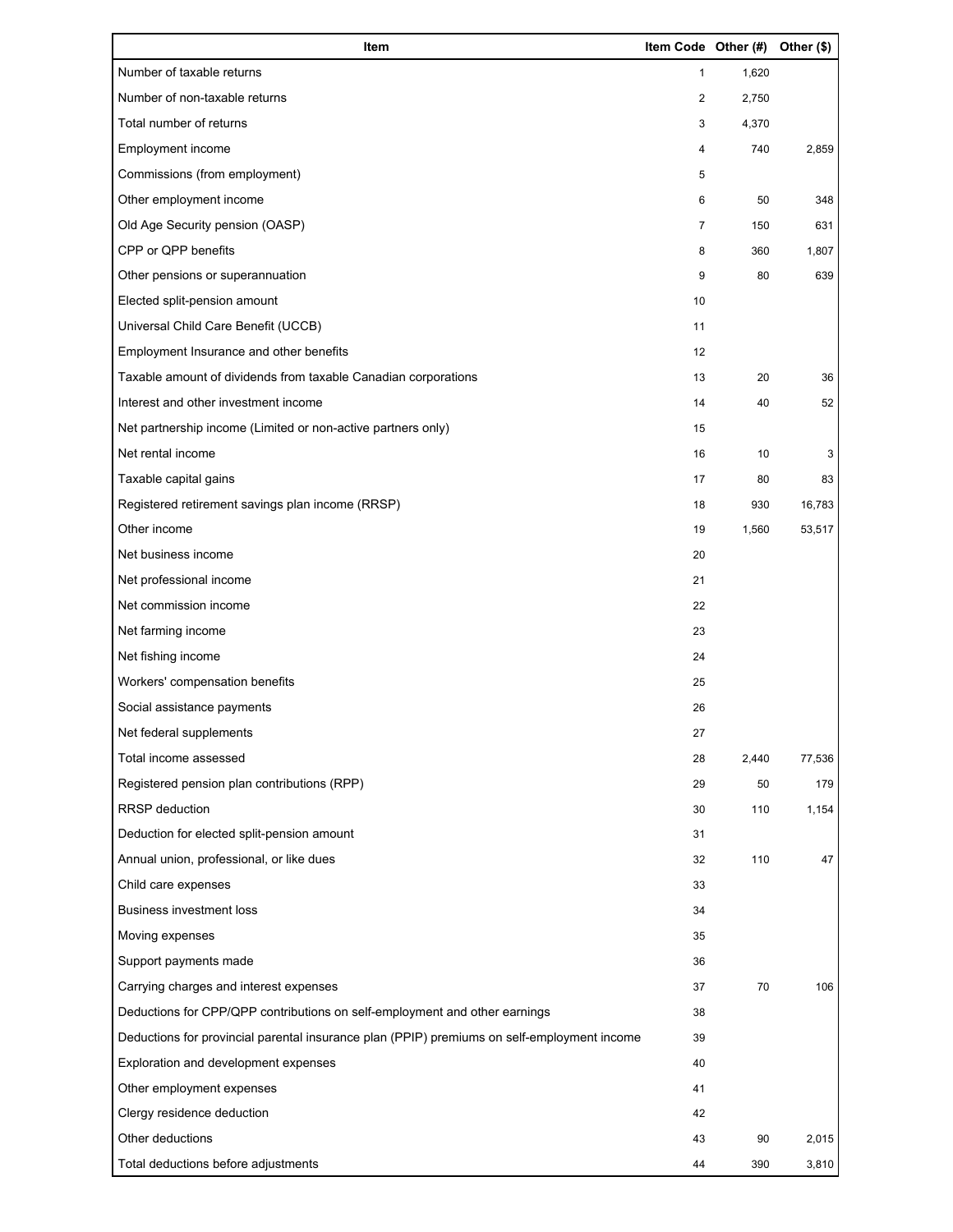| Item | Item Code | Other (#) | Other ($) |
|---|---|---|---|
| Number of taxable returns | 1 | 1,620 | |
| Number of non-taxable returns | 2 | 2,750 | |
| Total number of returns | 3 | 4,370 | |
| Employment income | 4 | 740 | 2,859 |
| Commissions (from employment) | 5 | | |
| Other employment income | 6 | 50 | 348 |
| Old Age Security pension (OASP) | 7 | 150 | 631 |
| CPP or QPP benefits | 8 | 360 | 1,807 |
| Other pensions or superannuation | 9 | 80 | 639 |
| Elected split-pension amount | 10 | | |
| Universal Child Care Benefit (UCCB) | 11 | | |
| Employment Insurance and other benefits | 12 | | |
| Taxable amount of dividends from taxable Canadian corporations | 13 | 20 | 36 |
| Interest and other investment income | 14 | 40 | 52 |
| Net partnership income (Limited or non-active partners only) | 15 | | |
| Net rental income | 16 | 10 | 3 |
| Taxable capital gains | 17 | 80 | 83 |
| Registered retirement savings plan income (RRSP) | 18 | 930 | 16,783 |
| Other income | 19 | 1,560 | 53,517 |
| Net business income | 20 | | |
| Net professional income | 21 | | |
| Net commission income | 22 | | |
| Net farming income | 23 | | |
| Net fishing income | 24 | | |
| Workers' compensation benefits | 25 | | |
| Social assistance payments | 26 | | |
| Net federal supplements | 27 | | |
| Total income assessed | 28 | 2,440 | 77,536 |
| Registered pension plan contributions (RPP) | 29 | 50 | 179 |
| RRSP deduction | 30 | 110 | 1,154 |
| Deduction for elected split-pension amount | 31 | | |
| Annual union, professional, or like dues | 32 | 110 | 47 |
| Child care expenses | 33 | | |
| Business investment loss | 34 | | |
| Moving expenses | 35 | | |
| Support payments made | 36 | | |
| Carrying charges and interest expenses | 37 | 70 | 106 |
| Deductions for CPP/QPP contributions on self-employment and other earnings | 38 | | |
| Deductions for provincial parental insurance plan (PPIP) premiums on self-employment income | 39 | | |
| Exploration and development expenses | 40 | | |
| Other employment expenses | 41 | | |
| Clergy residence deduction | 42 | | |
| Other deductions | 43 | 90 | 2,015 |
| Total deductions before adjustments | 44 | 390 | 3,810 |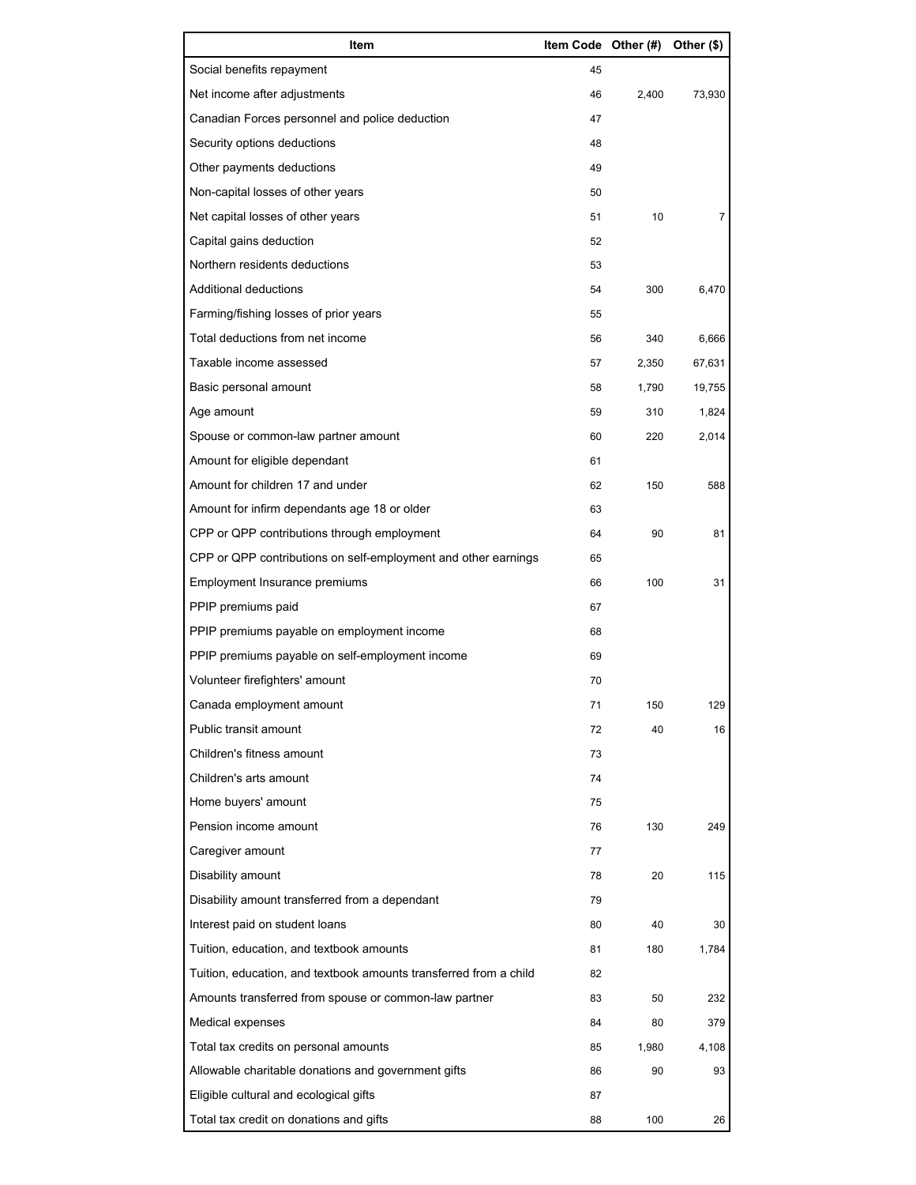| Item | Item Code | Other (#) | Other ($) |
| --- | --- | --- | --- |
| Social benefits repayment | 45 | | |
| Net income after adjustments | 46 | 2,400 | 73,930 |
| Canadian Forces personnel and police deduction | 47 | | |
| Security options deductions | 48 | | |
| Other payments deductions | 49 | | |
| Non-capital losses of other years | 50 | | |
| Net capital losses of other years | 51 | 10 | 7 |
| Capital gains deduction | 52 | | |
| Northern residents deductions | 53 | | |
| Additional deductions | 54 | 300 | 6,470 |
| Farming/fishing losses of prior years | 55 | | |
| Total deductions from net income | 56 | 340 | 6,666 |
| Taxable income assessed | 57 | 2,350 | 67,631 |
| Basic personal amount | 58 | 1,790 | 19,755 |
| Age amount | 59 | 310 | 1,824 |
| Spouse or common-law partner amount | 60 | 220 | 2,014 |
| Amount for eligible dependant | 61 | | |
| Amount for children 17 and under | 62 | 150 | 588 |
| Amount for infirm dependants age 18 or older | 63 | | |
| CPP or QPP contributions through employment | 64 | 90 | 81 |
| CPP or QPP contributions on self-employment and other earnings | 65 | | |
| Employment Insurance premiums | 66 | 100 | 31 |
| PPIP premiums paid | 67 | | |
| PPIP premiums payable on employment income | 68 | | |
| PPIP premiums payable on self-employment income | 69 | | |
| Volunteer firefighters' amount | 70 | | |
| Canada employment amount | 71 | 150 | 129 |
| Public transit amount | 72 | 40 | 16 |
| Children's fitness amount | 73 | | |
| Children's arts amount | 74 | | |
| Home buyers' amount | 75 | | |
| Pension income amount | 76 | 130 | 249 |
| Caregiver amount | 77 | | |
| Disability amount | 78 | 20 | 115 |
| Disability amount transferred from a dependant | 79 | | |
| Interest paid on student loans | 80 | 40 | 30 |
| Tuition, education, and textbook amounts | 81 | 180 | 1,784 |
| Tuition, education, and textbook amounts transferred from a child | 82 | | |
| Amounts transferred from spouse or common-law partner | 83 | 50 | 232 |
| Medical expenses | 84 | 80 | 379 |
| Total tax credits on personal amounts | 85 | 1,980 | 4,108 |
| Allowable charitable donations and government gifts | 86 | 90 | 93 |
| Eligible cultural and ecological gifts | 87 | | |
| Total tax credit on donations and gifts | 88 | 100 | 26 |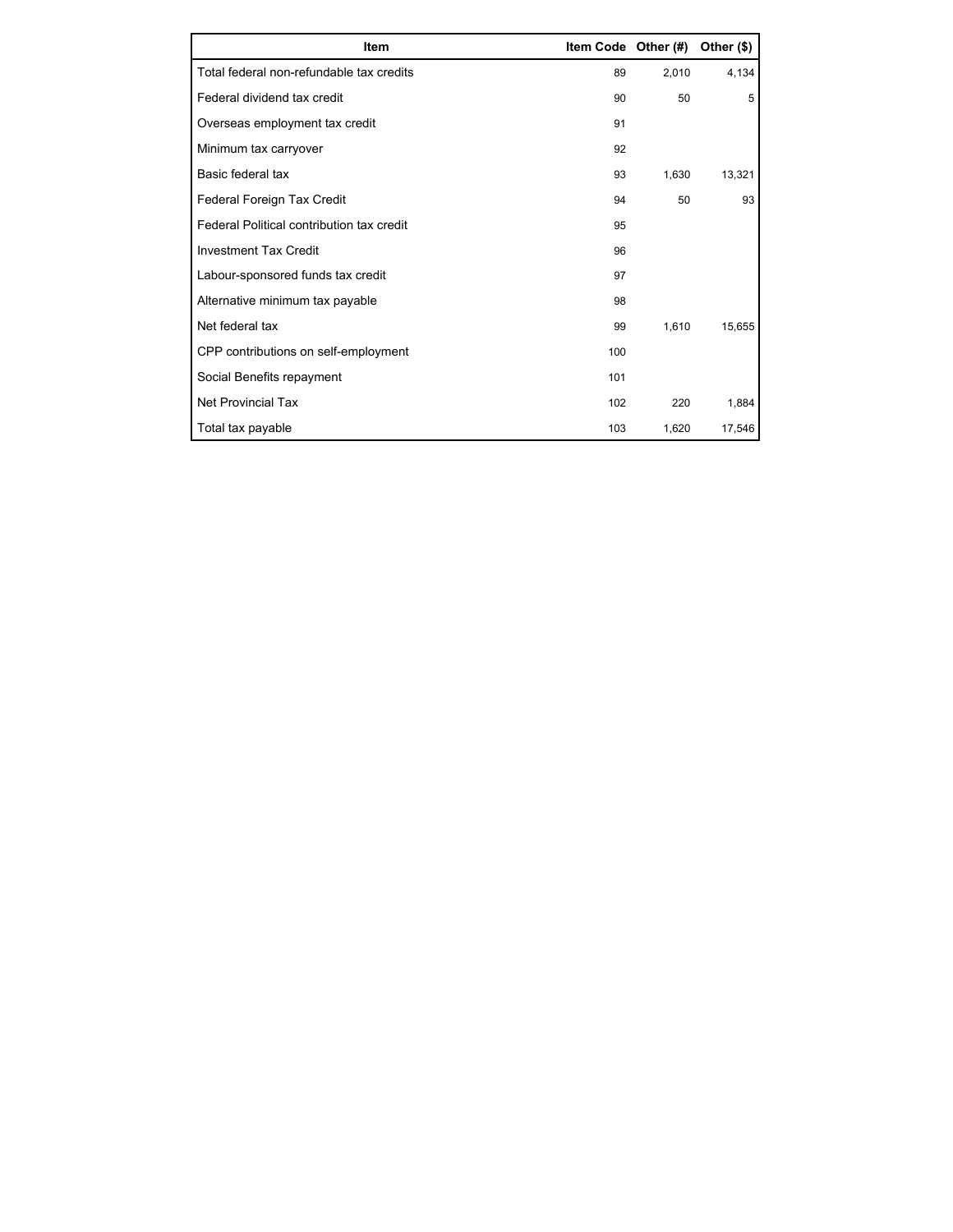| Item | Item Code | Other (#) | Other ($) |
| --- | --- | --- | --- |
| Total federal non-refundable tax credits | 89 | 2,010 | 4,134 |
| Federal dividend tax credit | 90 | 50 | 5 |
| Overseas employment tax credit | 91 | | |
| Minimum tax carryover | 92 | | |
| Basic federal tax | 93 | 1,630 | 13,321 |
| Federal Foreign Tax Credit | 94 | 50 | 93 |
| Federal Political contribution tax credit | 95 | | |
| Investment Tax Credit | 96 | | |
| Labour-sponsored funds tax credit | 97 | | |
| Alternative minimum tax payable | 98 | | |
| Net federal tax | 99 | 1,610 | 15,655 |
| CPP contributions on self-employment | 100 | | |
| Social Benefits repayment | 101 | | |
| Net Provincial Tax | 102 | 220 | 1,884 |
| Total tax payable | 103 | 1,620 | 17,546 |